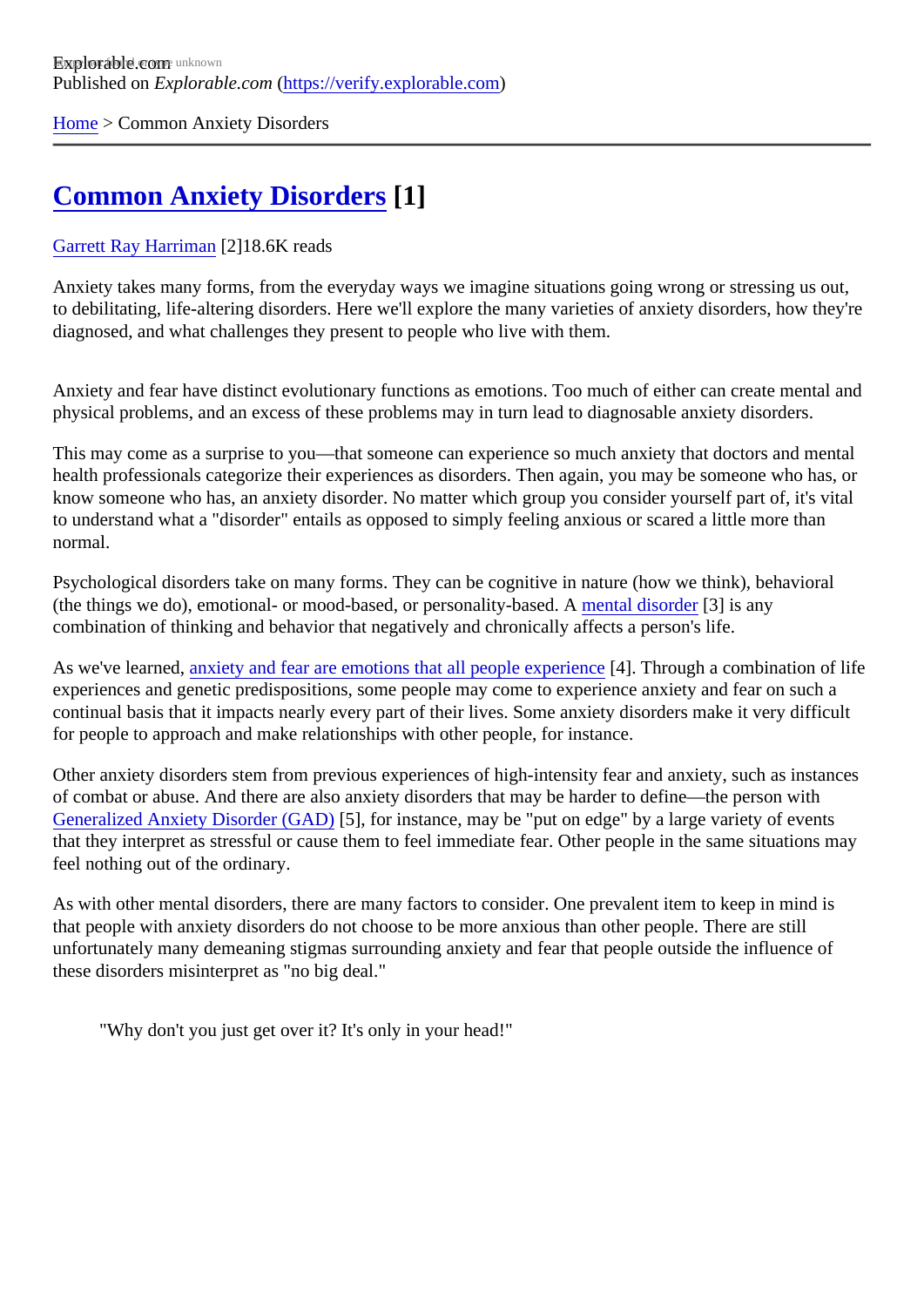Explorable.com
Published on *Explorable.com* (https://verify.explorable.com)

Home > Common Anxiety Disorders

# Common Anxiety Disorders [1]

Garrett Ray Harriman [2]18.6K reads

Anxiety takes many forms, from the everyday ways we imagine situations going wrong or stressing us out, to debilitating, life-altering disorders. Here we'll explore the many varieties of anxiety disorders, how they're diagnosed, and what challenges they present to people who live with them.

Anxiety and fear have distinct evolutionary functions as emotions. Too much of either can create mental and physical problems, and an excess of these problems may in turn lead to diagnosable anxiety disorders.

This may come as a surprise to you—that someone can experience so much anxiety that doctors and mental health professionals categorize their experiences as disorders. Then again, you may be someone who has, or know someone who has, an anxiety disorder. No matter which group you consider yourself part of, it's vital to understand what a "disorder" entails as opposed to simply feeling anxious or scared a little more than normal.

Psychological disorders take on many forms. They can be cognitive in nature (how we think), behavioral (the things we do), emotional- or mood-based, or personality-based. A mental disorder [3] is any combination of thinking and behavior that negatively and chronically affects a person's life.

As we've learned, anxiety and fear are emotions that all people experience [4]. Through a combination of life experiences and genetic predispositions, some people may come to experience anxiety and fear on such a continual basis that it impacts nearly every part of their lives. Some anxiety disorders make it very difficult for people to approach and make relationships with other people, for instance.

Other anxiety disorders stem from previous experiences of high-intensity fear and anxiety, such as instances of combat or abuse. And there are also anxiety disorders that may be harder to define—the person with Generalized Anxiety Disorder (GAD) [5], for instance, may be "put on edge" by a large variety of events that they interpret as stressful or cause them to feel immediate fear. Other people in the same situations may feel nothing out of the ordinary.

As with other mental disorders, there are many factors to consider. One prevalent item to keep in mind is that people with anxiety disorders do not choose to be more anxious than other people. There are still unfortunately many demeaning stigmas surrounding anxiety and fear that people outside the influence of these disorders misinterpret as "no big deal."

> "Why don't you just get over it? It's only in your head!"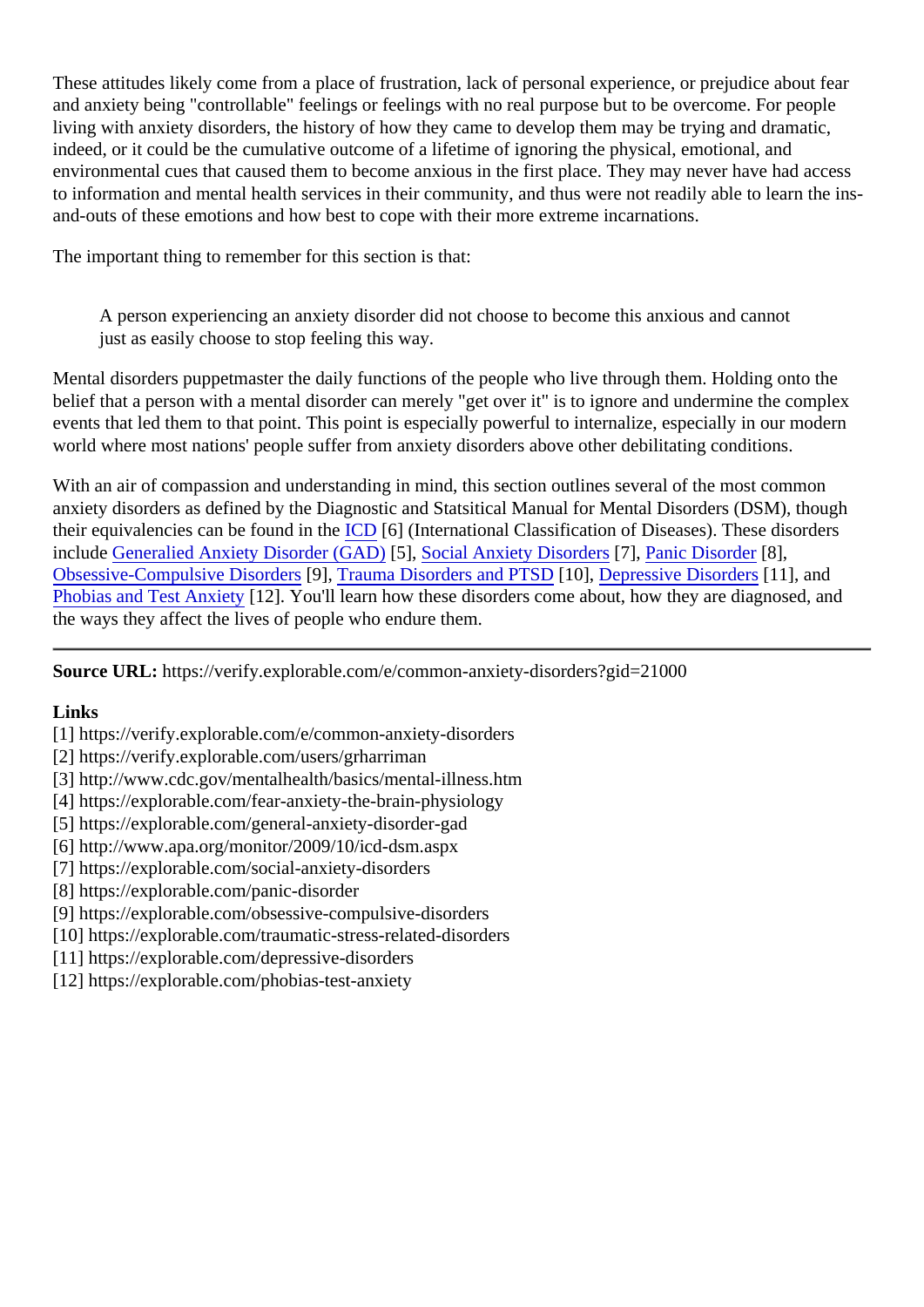These attitudes likely come from a place of frustration, lack of personal experience, or prejudice about fear and anxiety being "controllable" feelings or feelings with no real purpose but to be overcome. For people living with anxiety disorders, the history of how they came to develop them may be trying and dramatic, indeed, or it could be the cumulative outcome of a lifetime of ignoring the physical, emotional, and environmental cues that caused them to become anxious in the first place. They may never have had access to information and mental health services in their community, and thus were not readily able to learn the ins-and-outs of these emotions and how best to cope with their more extreme incarnations.

The important thing to remember for this section is that:

> A person experiencing an anxiety disorder did not choose to become this anxious and cannot just as easily choose to stop feeling this way.

Mental disorders puppetmaster the daily functions of the people who live through them. Holding onto the belief that a person with a mental disorder can merely "get over it" is to ignore and undermine the complex events that led them to that point. This point is especially powerful to internalize, especially in our modern world where most nations' people suffer from anxiety disorders above other debilitating conditions.

With an air of compassion and understanding in mind, this section outlines several of the most common anxiety disorders as defined by the Diagnostic and Statsitical Manual for Mental Disorders (DSM), though their equivalencies can be found in the ICD [6] (International Classification of Diseases). These disorders include Generalied Anxiety Disorder (GAD) [5], Social Anxiety Disorders [7], Panic Disorder [8], Obsessive-Compulsive Disorders [9], Trauma Disorders and PTSD [10], Depressive Disorders [11], and Phobias and Test Anxiety [12]. You'll learn how these disorders come about, how they are diagnosed, and the ways they affect the lives of people who endure them.

---

**Source URL:** https://verify.explorable.com/e/common-anxiety-disorders?gid=21000

**Links**

[1] https://verify.explorable.com/e/common-anxiety-disorders
[2] https://verify.explorable.com/users/grharriman
[3] http://www.cdc.gov/mentalhealth/basics/mental-illness.htm
[4] https://explorable.com/fear-anxiety-the-brain-physiology
[5] https://explorable.com/general-anxiety-disorder-gad
[6] http://www.apa.org/monitor/2009/10/icd-dsm.aspx
[7] https://explorable.com/social-anxiety-disorders
[8] https://explorable.com/panic-disorder
[9] https://explorable.com/obsessive-compulsive-disorders
[10] https://explorable.com/traumatic-stress-related-disorders
[11] https://explorable.com/depressive-disorders
[12] https://explorable.com/phobias-test-anxiety